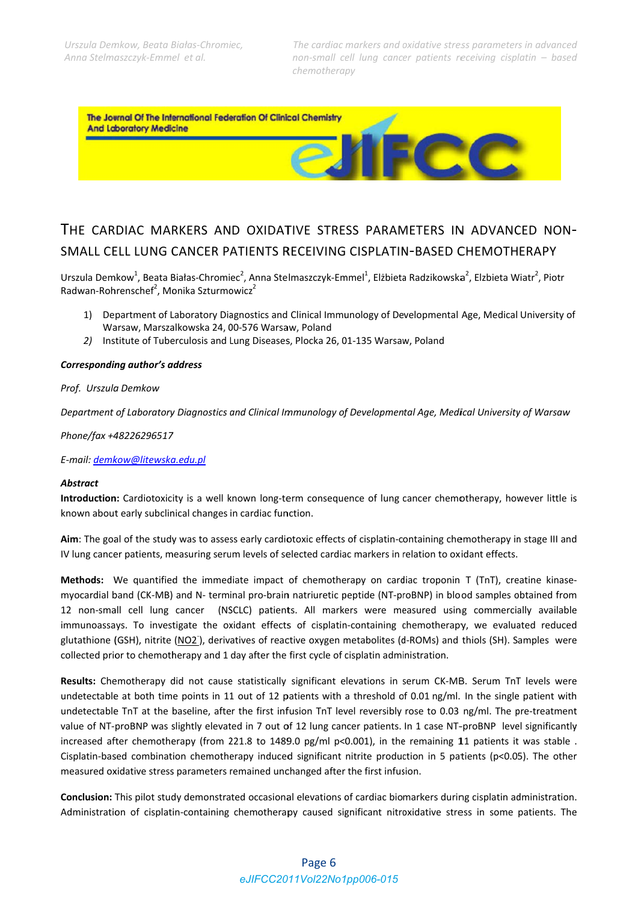# THE CARDIAC MARKERS AND OXIDATIVE STRESS PARAMETERS IN ADVANCED NON-SMALL CELL LUNG CANCER PATIENTS RECEIVING CISPLATIN-BASED CHEMOTHERAPY

Urszula Demkow[1], Beata Białas-Chromiec[2], Anna Stelmaszczyk-Emmel[1], Elżbieta Radzikowska[2], Elzbieta Wiatr[2], Piotr Radwan-Rohrenschef[2], Monika Szturmowicz[2]

1) Department of Laboratory Diagnostics and Clinical Immunology of Developmental Age, Medical University of Warsaw, Marszalkowska 24, 00-576 Warsaw, Poland
2) Institute of Tuberculosis and Lung Diseases, Plocka 26, 01-135 Warsaw, Poland

***Corresponding author's address***

*Prof. Urszula Demkow*

*Department of Laboratory Diagnostics and Clinical Immunology of Developmental Age, Medical University of Warsaw*

*Phone/fax +48226296517*

*E-mail: demkow@litewska.edu.pl*

***Abstract***

**Introduction:** Cardiotoxicity is a well known long-term consequence of lung cancer chemotherapy, however little is known about early subclinical changes in cardiac function.

**Aim**: The goal of the study was to assess early cardiotoxic effects of cisplatin-containing chemotherapy in stage III and IV lung cancer patients, measuring serum levels of selected cardiac markers in relation to oxidant effects.

**Methods:** We quantified the immediate impact of chemotherapy on cardiac troponin T (TnT), creatine kinase-myocardial band (CK-MB) and N- terminal pro-brain natriuretic peptide (NT-proBNP) in blood samples obtained from 12 non-small cell lung cancer (NSCLC) patients. All markers were measured using commercially available immunoassays. To investigate the oxidant effects of cisplatin-containing chemotherapy, we evaluated reduced glutathione (GSH), nitrite ($NO2^-$), derivatives of reactive oxygen metabolites (d-ROMs) and thiols (SH). Samples were collected prior to chemotherapy and 1 day after the first cycle of cisplatin administration.

**Results:** Chemotherapy did not cause statistically significant elevations in serum CK-MB. Serum TnT levels were undetectable at both time points in 11 out of 12 patients with a threshold of 0.01 ng/ml. In the single patient with undetectable TnT at the baseline, after the first infusion TnT level reversibly rose to 0.03 ng/ml. The pre-treatment value of NT-proBNP was slightly elevated in 7 out of 12 lung cancer patients. In 1 case NT-proBNP level significantly increased after chemotherapy (from 221.8 to 1489.0 pg/ml $p<0.001$), in the remaining 11 patients it was stable . Cisplatin-based combination chemotherapy induced significant nitrite production in 5 patients ($p<0.05$). The other measured oxidative stress parameters remained unchanged after the first infusion.

**Conclusion:** This pilot study demonstrated occasional elevations of cardiac biomarkers during cisplatin administration. Administration of cisplatin-containing chemotherapy caused significant nitroxidative stress in some patients. The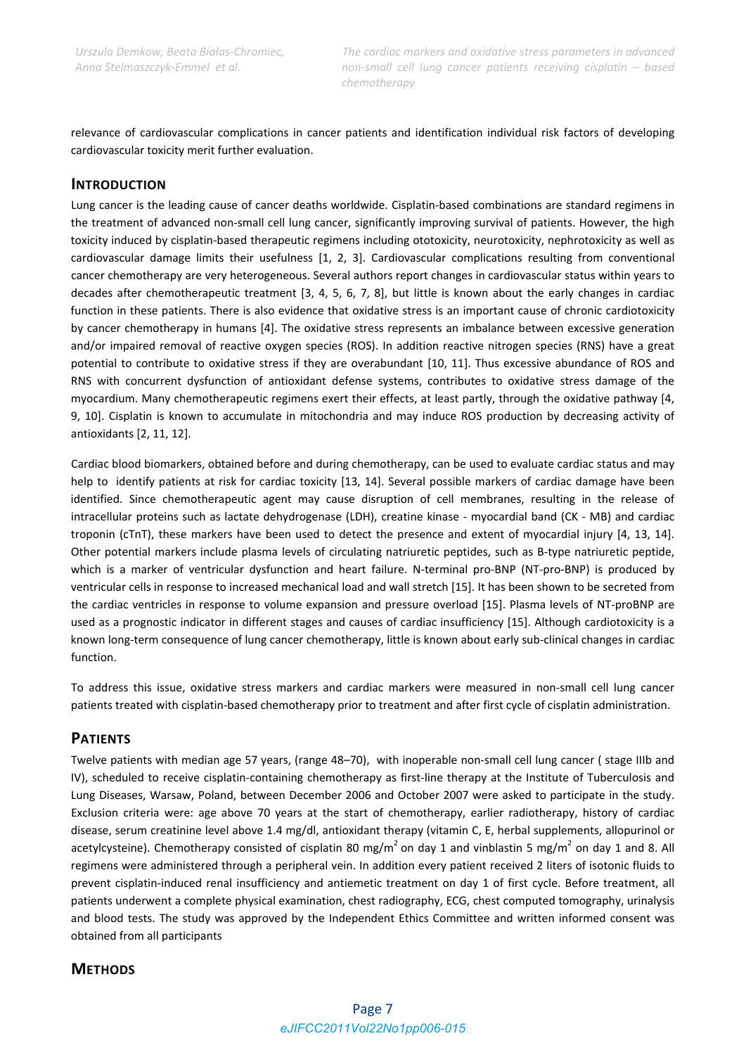relevance of cardiovascular complications in cancer patients and identification individual risk factors of developing cardiovascular toxicity merit further evaluation.

## INTRODUCTION

Lung cancer is the leading cause of cancer deaths worldwide. Cisplatin-based combinations are standard regimens in the treatment of advanced non-small cell lung cancer, significantly improving survival of patients. However, the high toxicity induced by cisplatin-based therapeutic regimens including ototoxicity, neurotoxicity, nephrotoxicity as well as cardiovascular damage limits their usefulness [1, 2, 3]. Cardiovascular complications resulting from conventional cancer chemotherapy are very heterogeneous. Several authors report changes in cardiovascular status within years to decades after chemotherapeutic treatment [3, 4, 5, 6, 7, 8], but little is known about the early changes in cardiac function in these patients. There is also evidence that oxidative stress is an important cause of chronic cardiotoxicity by cancer chemotherapy in humans [4]. The oxidative stress represents an imbalance between excessive generation and/or impaired removal of reactive oxygen species (ROS). In addition reactive nitrogen species (RNS) have a great potential to contribute to oxidative stress if they are overabundant [10, 11]. Thus excessive abundance of ROS and RNS with concurrent dysfunction of antioxidant defense systems, contributes to oxidative stress damage of the myocardium. Many chemotherapeutic regimens exert their effects, at least partly, through the oxidative pathway [4, 9, 10]. Cisplatin is known to accumulate in mitochondria and may induce ROS production by decreasing activity of antioxidants [2, 11, 12].

Cardiac blood biomarkers, obtained before and during chemotherapy, can be used to evaluate cardiac status and may help to identify patients at risk for cardiac toxicity [13, 14]. Several possible markers of cardiac damage have been identified. Since chemotherapeutic agent may cause disruption of cell membranes, resulting in the release of intracellular proteins such as lactate dehydrogenase (LDH), creatine kinase - myocardial band (CK - MB) and cardiac troponin (cTnT), these markers have been used to detect the presence and extent of myocardial injury [4, 13, 14]. Other potential markers include plasma levels of circulating natriuretic peptides, such as B-type natriuretic peptide, which is a marker of ventricular dysfunction and heart failure. N-terminal pro-BNP (NT-pro-BNP) is produced by ventricular cells in response to increased mechanical load and wall stretch [15]. It has been shown to be secreted from the cardiac ventricles in response to volume expansion and pressure overload [15]. Plasma levels of NT-proBNP are used as a prognostic indicator in different stages and causes of cardiac insufficiency [15]. Although cardiotoxicity is a known long-term consequence of lung cancer chemotherapy, little is known about early sub-clinical changes in cardiac function.

To address this issue, oxidative stress markers and cardiac markers were measured in non-small cell lung cancer patients treated with cisplatin-based chemotherapy prior to treatment and after first cycle of cisplatin administration.

## PATIENTS

Twelve patients with median age 57 years, (range 48–70), with inoperable non-small cell lung cancer ( stage IIIb and IV), scheduled to receive cisplatin-containing chemotherapy as first-line therapy at the Institute of Tuberculosis and Lung Diseases, Warsaw, Poland, between December 2006 and October 2007 were asked to participate in the study. Exclusion criteria were: age above 70 years at the start of chemotherapy, earlier radiotherapy, history of cardiac disease, serum creatinine level above 1.4 mg/dl, antioxidant therapy (vitamin C, E, herbal supplements, allopurinol or acetylcysteine). Chemotherapy consisted of cisplatin 80 $mg/m^2$ on day 1 and vinblastin 5 $mg/m^2$ on day 1 and 8. All regimens were administered through a peripheral vein. In addition every patient received 2 liters of isotonic fluids to prevent cisplatin-induced renal insufficiency and antiemetic treatment on day 1 of first cycle. Before treatment, all patients underwent a complete physical examination, chest radiography, ECG, chest computed tomography, urinalysis and blood tests. The study was approved by the Independent Ethics Committee and written informed consent was obtained from all participants

## METHODS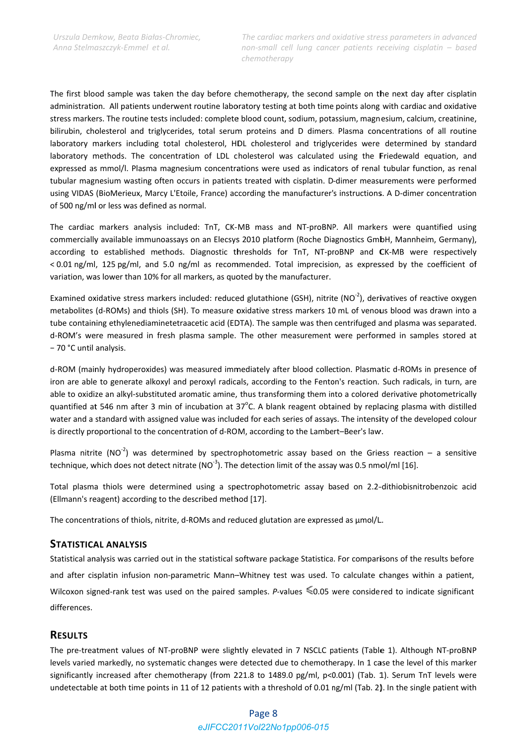The first blood sample was taken the day before chemotherapy, the second sample on the next day after cisplatin administration. All patients underwent routine laboratory testing at both time points along with cardiac and oxidative stress markers. The routine tests included: complete blood count, sodium, potassium, magnesium, calcium, creatinine, bilirubin, cholesterol and triglycerides, total serum proteins and D dimers. Plasma concentrations of all routine laboratory markers including total cholesterol, HDL cholesterol and triglycerides were determined by standard laboratory methods. The concentration of LDL cholesterol was calculated using the Friedewald equation, and expressed as mmol/l. Plasma magnesium concentrations were used as indicators of renal tubular function, as renal tubular magnesium wasting often occurs in patients treated with cisplatin. D-dimer measurements were performed using VIDAS (BioMerieux, Marcy L'Etoile, France) according the manufacturer's instructions. A D-dimer concentration of 500 ng/ml or less was defined as normal.

The cardiac markers analysis included: TnT, CK-MB mass and NT-proBNP. All markers were quantified using commercially available immunoassays on an Elecsys 2010 platform (Roche Diagnostics GmbH, Mannheim, Germany), according to established methods. Diagnostic thresholds for TnT, NT-proBNP and CK-MB were respectively < 0.01 ng/ml, 125 pg/ml, and 5.0 ng/ml as recommended. Total imprecision, as expressed by the coefficient of variation, was lower than 10% for all markers, as quoted by the manufacturer.

Examined oxidative stress markers included: reduced glutathione (GSH), nitrite ($NO^{-2}$), derivatives of reactive oxygen metabolites (d-ROMs) and thiols (SH). To measure oxidative stress markers 10 mL of venous blood was drawn into a tube containing ethylenediaminetetraacetic acid (EDTA). The sample was then centrifuged and plasma was separated. d-ROM's were measured in fresh plasma sample. The other measurement were performed in samples stored at − 70 °C until analysis.

d-ROM (mainly hydroperoxides) was measured immediately after blood collection. Plasmatic d-ROMs in presence of iron are able to generate alkoxyl and peroxyl radicals, according to the Fenton's reaction. Such radicals, in turn, are able to oxidize an alkyl-substituted aromatic amine, thus transforming them into a colored derivative photometrically quantified at 546 nm after 3 min of incubation at 37°C. A blank reagent obtained by replacing plasma with distilled water and a standard with assigned value was included for each series of assays. The intensity of the developed colour is directly proportional to the concentration of d-ROM, according to the Lambert–Beer's law.

Plasma nitrite ($NO^{-2}$) was determined by spectrophotometric assay based on the Griess reaction – a sensitive technique, which does not detect nitrate ($NO^{-3}$). The detection limit of the assay was 0.5 nmol/ml [16].

Total plasma thiols were determined using a spectrophotometric assay based on 2.2-dithiobisnitrobenzoic acid (Ellmann's reagent) according to the described method [17].

The concentrations of thiols, nitrite, d-ROMs and reduced glutation are expressed as µmol/L.

## Statistical Analysis

Statistical analysis was carried out in the statistical software package Statistica. For comparisons of the results before and after cisplatin infusion non-parametric Mann–Whitney test was used. To calculate changes within a patient, Wilcoxon signed-rank test was used on the paired samples. *P*-values $\leqslant$0.05 were considered to indicate significant differences.

## Results

The pre-treatment values of NT-proBNP were slightly elevated in 7 NSCLC patients (Table 1). Although NT-proBNP levels varied markedly, no systematic changes were detected due to chemotherapy. In 1 case the level of this marker significantly increased after chemotherapy (from 221.8 to 1489.0 pg/ml, p<0.001) (Tab. 1). Serum TnT levels were undetectable at both time points in 11 of 12 patients with a threshold of 0.01 ng/ml (Tab. 2). In the single patient with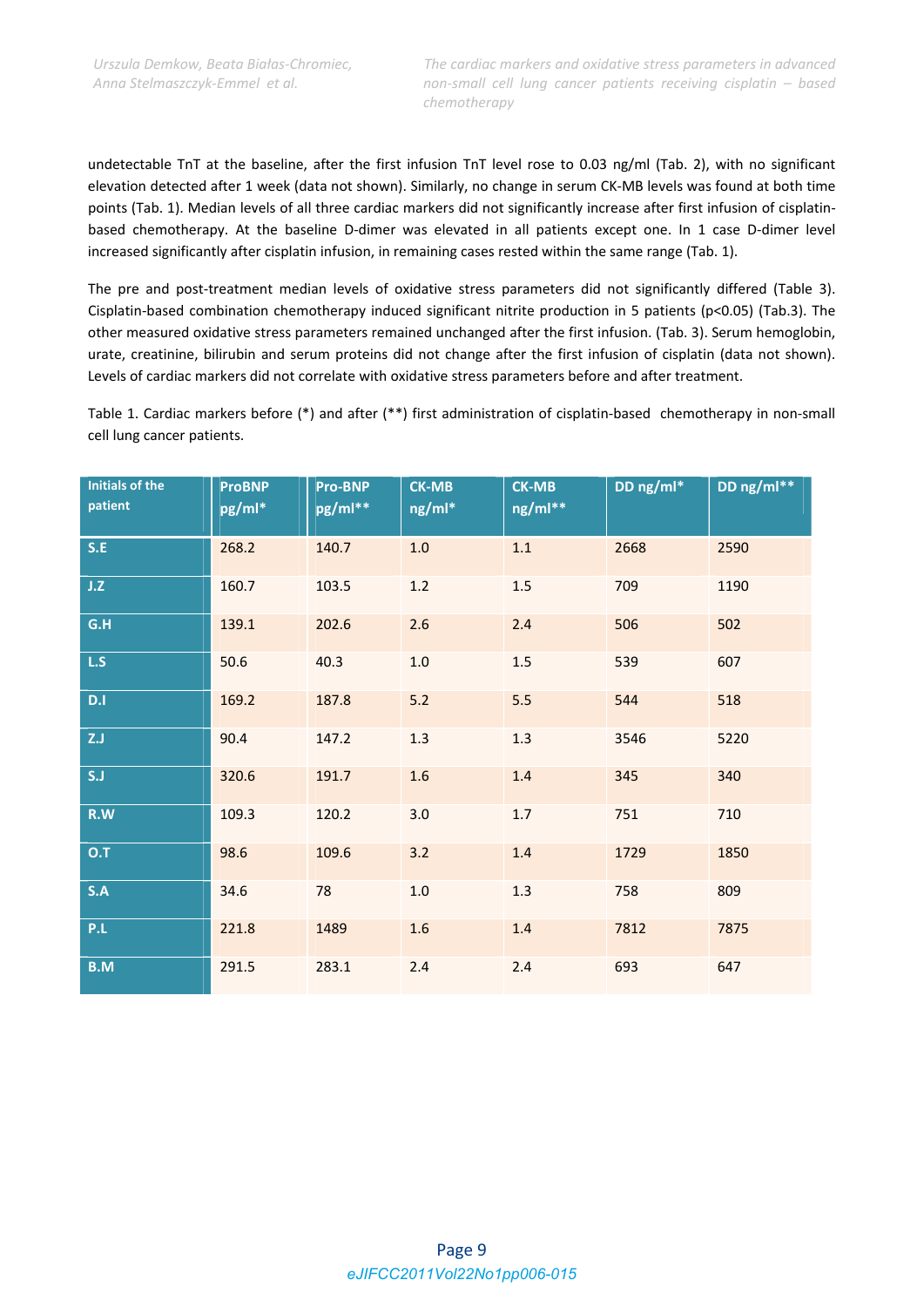undetectable TnT at the baseline, after the first infusion TnT level rose to 0.03 ng/ml (Tab. 2), with no significant elevation detected after 1 week (data not shown). Similarly, no change in serum CK-MB levels was found at both time points (Tab. 1). Median levels of all three cardiac markers did not significantly increase after first infusion of cisplatin-based chemotherapy. At the baseline D-dimer was elevated in all patients except one. In 1 case D-dimer level increased significantly after cisplatin infusion, in remaining cases rested within the same range (Tab. 1).

The pre and post-treatment median levels of oxidative stress parameters did not significantly differed (Table 3). Cisplatin-based combination chemotherapy induced significant nitrite production in 5 patients ($p<0.05$) (Tab.3). The other measured oxidative stress parameters remained unchanged after the first infusion. (Tab. 3). Serum hemoglobin, urate, creatinine, bilirubin and serum proteins did not change after the first infusion of cisplatin (data not shown). Levels of cardiac markers did not correlate with oxidative stress parameters before and after treatment.

Table 1. Cardiac markers before (*) and after (**) first administration of cisplatin-based chemotherapy in non-small cell lung cancer patients.

| Initials of the patient | ProBNP pg/ml* | Pro-BNP pg/ml** | CK-MB ng/ml* | CK-MB ng/ml** | DD ng/ml* | DD ng/ml** |
|---|---|---|---|---|---|---|
| **S.E** | 268.2 | 140.7 | 1.0 | 1.1 | 2668 | 2590 |
| **J.Z** | 160.7 | 103.5 | 1.2 | 1.5 | 709 | 1190 |
| **G.H** | 139.1 | 202.6 | 2.6 | 2.4 | 506 | 502 |
| **L.S** | 50.6 | 40.3 | 1.0 | 1.5 | 539 | 607 |
| **D.I** | 169.2 | 187.8 | 5.2 | 5.5 | 544 | 518 |
| **Z.J** | 90.4 | 147.2 | 1.3 | 1.3 | 3546 | 5220 |
| **S.J** | 320.6 | 191.7 | 1.6 | 1.4 | 345 | 340 |
| **R.W** | 109.3 | 120.2 | 3.0 | 1.7 | 751 | 710 |
| **O.T** | 98.6 | 109.6 | 3.2 | 1.4 | 1729 | 1850 |
| **S.A** | 34.6 | 78 | 1.0 | 1.3 | 758 | 809 |
| **P.L** | 221.8 | 1489 | 1.6 | 1.4 | 7812 | 7875 |
| **B.M** | 291.5 | 283.1 | 2.4 | 2.4 | 693 | 647 |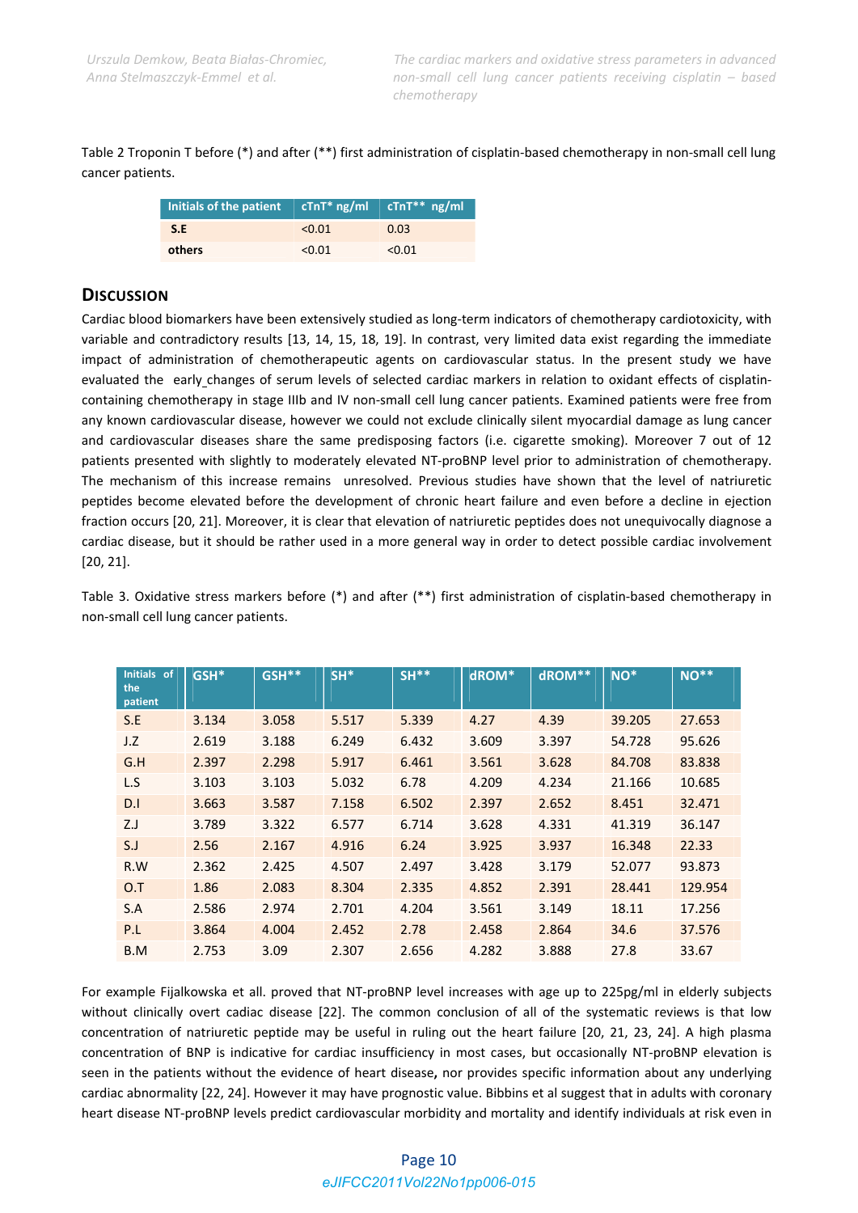Table 2 Troponin T before (*) and after (**) first administration of cisplatin-based chemotherapy in non-small cell lung cancer patients.

| Initials of the patient | cTnT* ng/ml | cTnT** ng/ml |
|---|---|---|
| **S.E** | <0.01 | 0.03 |
| **others** | <0.01 | <0.01 |

## Discussion

Cardiac blood biomarkers have been extensively studied as long-term indicators of chemotherapy cardiotoxicity, with variable and contradictory results [13, 14, 15, 18, 19]. In contrast, very limited data exist regarding the immediate impact of administration of chemotherapeutic agents on cardiovascular status. In the present study we have evaluated the early_changes of serum levels of selected cardiac markers in relation to oxidant effects of cisplatin-containing chemotherapy in stage IIIb and IV non-small cell lung cancer patients. Examined patients were free from any known cardiovascular disease, however we could not exclude clinically silent myocardial damage as lung cancer and cardiovascular diseases share the same predisposing factors (i.e. cigarette smoking). Moreover 7 out of 12 patients presented with slightly to moderately elevated NT-proBNP level prior to administration of chemotherapy. The mechanism of this increase remains unresolved. Previous studies have shown that the level of natriuretic peptides become elevated before the development of chronic heart failure and even before a decline in ejection fraction occurs [20, 21]. Moreover, it is clear that elevation of natriuretic peptides does not unequivocally diagnose a cardiac disease, but it should be rather used in a more general way in order to detect possible cardiac involvement [20, 21].

Table 3. Oxidative stress markers before (*) and after (**) first administration of cisplatin-based chemotherapy in non-small cell lung cancer patients.

| Initials of the patient | GSH* | GSH** | SH* | SH** | dROM* | dROM** | NO* | NO** |
|---|---|---|---|---|---|---|---|---|
| S.E | 3.134 | 3.058 | 5.517 | 5.339 | 4.27 | 4.39 | 39.205 | 27.653 |
| J.Z | 2.619 | 3.188 | 6.249 | 6.432 | 3.609 | 3.397 | 54.728 | 95.626 |
| G.H | 2.397 | 2.298 | 5.917 | 6.461 | 3.561 | 3.628 | 84.708 | 83.838 |
| L.S | 3.103 | 3.103 | 5.032 | 6.78 | 4.209 | 4.234 | 21.166 | 10.685 |
| D.I | 3.663 | 3.587 | 7.158 | 6.502 | 2.397 | 2.652 | 8.451 | 32.471 |
| Z.J | 3.789 | 3.322 | 6.577 | 6.714 | 3.628 | 4.331 | 41.319 | 36.147 |
| S.J | 2.56 | 2.167 | 4.916 | 6.24 | 3.925 | 3.937 | 16.348 | 22.33 |
| R.W | 2.362 | 2.425 | 4.507 | 2.497 | 3.428 | 3.179 | 52.077 | 93.873 |
| O.T | 1.86 | 2.083 | 8.304 | 2.335 | 4.852 | 2.391 | 28.441 | 129.954 |
| S.A | 2.586 | 2.974 | 2.701 | 4.204 | 3.561 | 3.149 | 18.11 | 17.256 |
| P.L | 3.864 | 4.004 | 2.452 | 2.78 | 2.458 | 2.864 | 34.6 | 37.576 |
| B.M | 2.753 | 3.09 | 2.307 | 2.656 | 4.282 | 3.888 | 27.8 | 33.67 |

For example Fijalkowska et all. proved that NT-proBNP level increases with age up to 225pg/ml in elderly subjects without clinically overt cadiac disease [22]. The common conclusion of all of the systematic reviews is that low concentration of natriuretic peptide may be useful in ruling out the heart failure [20, 21, 23, 24]. A high plasma concentration of BNP is indicative for cardiac insufficiency in most cases, but occasionally NT-proBNP elevation is seen in the patients without the evidence of heart disease**,** nor provides specific information about any underlying cardiac abnormality [22, 24]. However it may have prognostic value. Bibbins et al suggest that in adults with coronary heart disease NT-proBNP levels predict cardiovascular morbidity and mortality and identify individuals at risk even in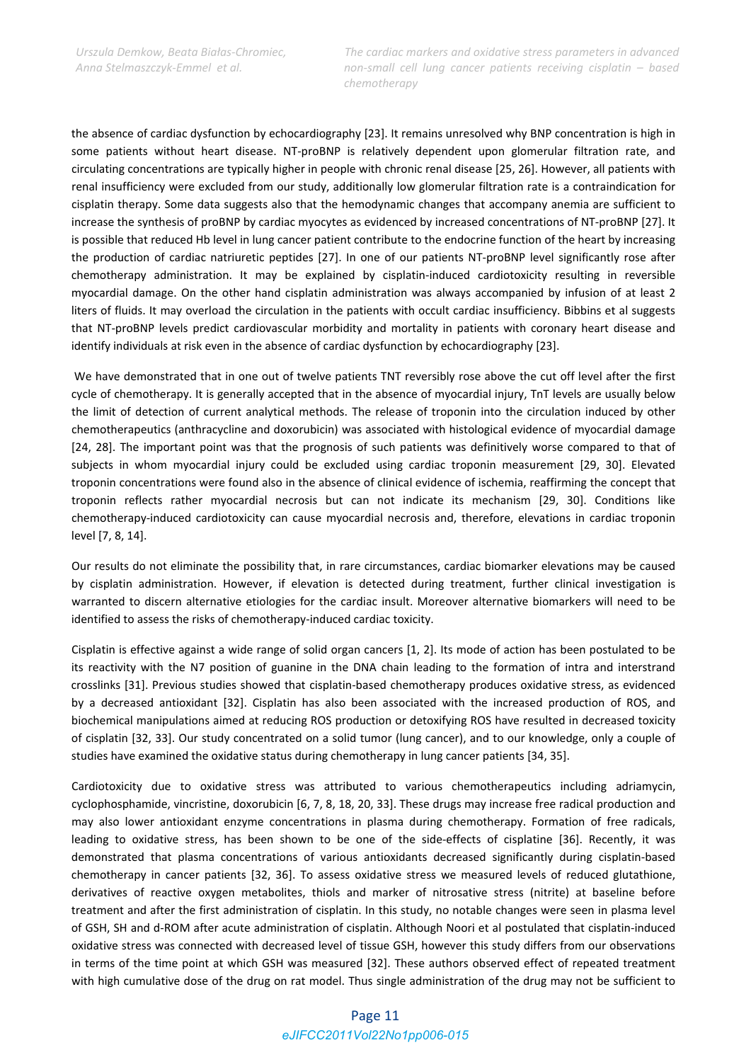the absence of cardiac dysfunction by echocardiography [23]. It remains unresolved why BNP concentration is high in some patients without heart disease. NT-proBNP is relatively dependent upon glomerular filtration rate, and circulating concentrations are typically higher in people with chronic renal disease [25, 26]. However, all patients with renal insufficiency were excluded from our study, additionally low glomerular filtration rate is a contraindication for cisplatin therapy. Some data suggests also that the hemodynamic changes that accompany anemia are sufficient to increase the synthesis of proBNP by cardiac myocytes as evidenced by increased concentrations of NT-proBNP [27]. It is possible that reduced Hb level in lung cancer patient contribute to the endocrine function of the heart by increasing the production of cardiac natriuretic peptides [27]. In one of our patients NT-proBNP level significantly rose after chemotherapy administration. It may be explained by cisplatin-induced cardiotoxicity resulting in reversible myocardial damage. On the other hand cisplatin administration was always accompanied by infusion of at least 2 liters of fluids. It may overload the circulation in the patients with occult cardiac insufficiency. Bibbins et al suggests that NT-proBNP levels predict cardiovascular morbidity and mortality in patients with coronary heart disease and identify individuals at risk even in the absence of cardiac dysfunction by echocardiography [23].

We have demonstrated that in one out of twelve patients TNT reversibly rose above the cut off level after the first cycle of chemotherapy. It is generally accepted that in the absence of myocardial injury, TnT levels are usually below the limit of detection of current analytical methods. The release of troponin into the circulation induced by other chemotherapeutics (anthracycline and doxorubicin) was associated with histological evidence of myocardial damage [24, 28]. The important point was that the prognosis of such patients was definitively worse compared to that of subjects in whom myocardial injury could be excluded using cardiac troponin measurement [29, 30]. Elevated troponin concentrations were found also in the absence of clinical evidence of ischemia, reaffirming the concept that troponin reflects rather myocardial necrosis but can not indicate its mechanism [29, 30]. Conditions like chemotherapy-induced cardiotoxicity can cause myocardial necrosis and, therefore, elevations in cardiac troponin level [7, 8, 14].

Our results do not eliminate the possibility that, in rare circumstances, cardiac biomarker elevations may be caused by cisplatin administration. However, if elevation is detected during treatment, further clinical investigation is warranted to discern alternative etiologies for the cardiac insult. Moreover alternative biomarkers will need to be identified to assess the risks of chemotherapy-induced cardiac toxicity.

Cisplatin is effective against a wide range of solid organ cancers [1, 2]. Its mode of action has been postulated to be its reactivity with the N7 position of guanine in the DNA chain leading to the formation of intra and interstrand crosslinks [31]. Previous studies showed that cisplatin-based chemotherapy produces oxidative stress, as evidenced by a decreased antioxidant [32]. Cisplatin has also been associated with the increased production of ROS, and biochemical manipulations aimed at reducing ROS production or detoxifying ROS have resulted in decreased toxicity of cisplatin [32, 33]. Our study concentrated on a solid tumor (lung cancer), and to our knowledge, only a couple of studies have examined the oxidative status during chemotherapy in lung cancer patients [34, 35].

Cardiotoxicity due to oxidative stress was attributed to various chemotherapeutics including adriamycin, cyclophosphamide, vincristine, doxorubicin [6, 7, 8, 18, 20, 33]. These drugs may increase free radical production and may also lower antioxidant enzyme concentrations in plasma during chemotherapy. Formation of free radicals, leading to oxidative stress, has been shown to be one of the side-effects of cisplatine [36]. Recently, it was demonstrated that plasma concentrations of various antioxidants decreased significantly during cisplatin-based chemotherapy in cancer patients [32, 36]. To assess oxidative stress we measured levels of reduced glutathione, derivatives of reactive oxygen metabolites, thiols and marker of nitrosative stress (nitrite) at baseline before treatment and after the first administration of cisplatin. In this study, no notable changes were seen in plasma level of GSH, SH and d-ROM after acute administration of cisplatin. Although Noori et al postulated that cisplatin-induced oxidative stress was connected with decreased level of tissue GSH, however this study differs from our observations in terms of the time point at which GSH was measured [32]. These authors observed effect of repeated treatment with high cumulative dose of the drug on rat model. Thus single administration of the drug may not be sufficient to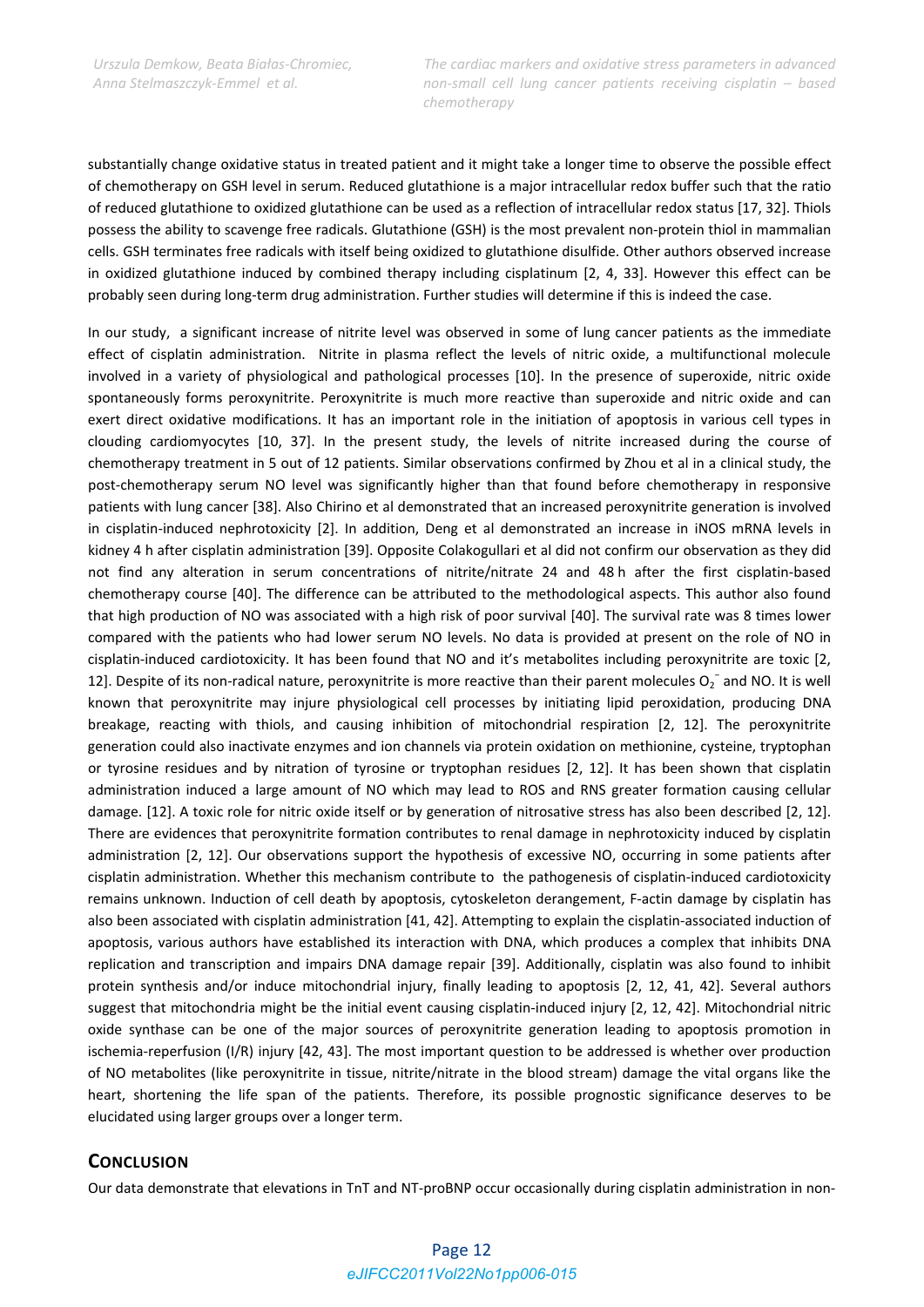substantially change oxidative status in treated patient and it might take a longer time to observe the possible effect of chemotherapy on GSH level in serum. Reduced glutathione is a major intracellular redox buffer such that the ratio of reduced glutathione to oxidized glutathione can be used as a reflection of intracellular redox status [17, 32]. Thiols possess the ability to scavenge free radicals. Glutathione (GSH) is the most prevalent non-protein thiol in mammalian cells. GSH terminates free radicals with itself being oxidized to glutathione disulfide. Other authors observed increase in oxidized glutathione induced by combined therapy including cisplatinum [2, 4, 33]. However this effect can be probably seen during long-term drug administration. Further studies will determine if this is indeed the case.

In our study, a significant increase of nitrite level was observed in some of lung cancer patients as the immediate effect of cisplatin administration. Nitrite in plasma reflect the levels of nitric oxide, a multifunctional molecule involved in a variety of physiological and pathological processes [10]. In the presence of superoxide, nitric oxide spontaneously forms peroxynitrite. Peroxynitrite is much more reactive than superoxide and nitric oxide and can exert direct oxidative modifications. It has an important role in the initiation of apoptosis in various cell types in clouding cardiomyocytes [10, 37]. In the present study, the levels of nitrite increased during the course of chemotherapy treatment in 5 out of 12 patients. Similar observations confirmed by Zhou et al in a clinical study, the post-chemotherapy serum NO level was significantly higher than that found before chemotherapy in responsive patients with lung cancer [38]. Also Chirino et al demonstrated that an increased peroxynitrite generation is involved in cisplatin-induced nephrotoxicity [2]. In addition, Deng et al demonstrated an increase in iNOS mRNA levels in kidney 4 h after cisplatin administration [39]. Opposite Colakogullari et al did not confirm our observation as they did not find any alteration in serum concentrations of nitrite/nitrate 24 and 48 h after the first cisplatin-based chemotherapy course [40]. The difference can be attributed to the methodological aspects. This author also found that high production of NO was associated with a high risk of poor survival [40]. The survival rate was 8 times lower compared with the patients who had lower serum NO levels. No data is provided at present on the role of NO in cisplatin-induced cardiotoxicity. It has been found that NO and it's metabolites including peroxynitrite are toxic [2, 12]. Despite of its non-radical nature, peroxynitrite is more reactive than their parent molecules $O_2^-$ and NO. It is well known that peroxynitrite may injure physiological cell processes by initiating lipid peroxidation, producing DNA breakage, reacting with thiols, and causing inhibition of mitochondrial respiration [2, 12]. The peroxynitrite generation could also inactivate enzymes and ion channels via protein oxidation on methionine, cysteine, tryptophan or tyrosine residues and by nitration of tyrosine or tryptophan residues [2, 12]. It has been shown that cisplatin administration induced a large amount of NO which may lead to ROS and RNS greater formation causing cellular damage. [12]. A toxic role for nitric oxide itself or by generation of nitrosative stress has also been described [2, 12]. There are evidences that peroxynitrite formation contributes to renal damage in nephrotoxicity induced by cisplatin administration [2, 12]. Our observations support the hypothesis of excessive NO, occurring in some patients after cisplatin administration. Whether this mechanism contribute to the pathogenesis of cisplatin-induced cardiotoxicity remains unknown. Induction of cell death by apoptosis, cytoskeleton derangement, F-actin damage by cisplatin has also been associated with cisplatin administration [41, 42]. Attempting to explain the cisplatin-associated induction of apoptosis, various authors have established its interaction with DNA, which produces a complex that inhibits DNA replication and transcription and impairs DNA damage repair [39]. Additionally, cisplatin was also found to inhibit protein synthesis and/or induce mitochondrial injury, finally leading to apoptosis [2, 12, 41, 42]. Several authors suggest that mitochondria might be the initial event causing cisplatin-induced injury [2, 12, 42]. Mitochondrial nitric oxide synthase can be one of the major sources of peroxynitrite generation leading to apoptosis promotion in ischemia-reperfusion (I/R) injury [42, 43]. The most important question to be addressed is whether over production of NO metabolites (like peroxynitrite in tissue, nitrite/nitrate in the blood stream) damage the vital organs like the heart, shortening the life span of the patients. Therefore, its possible prognostic significance deserves to be elucidated using larger groups over a longer term.

## Conclusion

Our data demonstrate that elevations in TnT and NT-proBNP occur occasionally during cisplatin administration in non-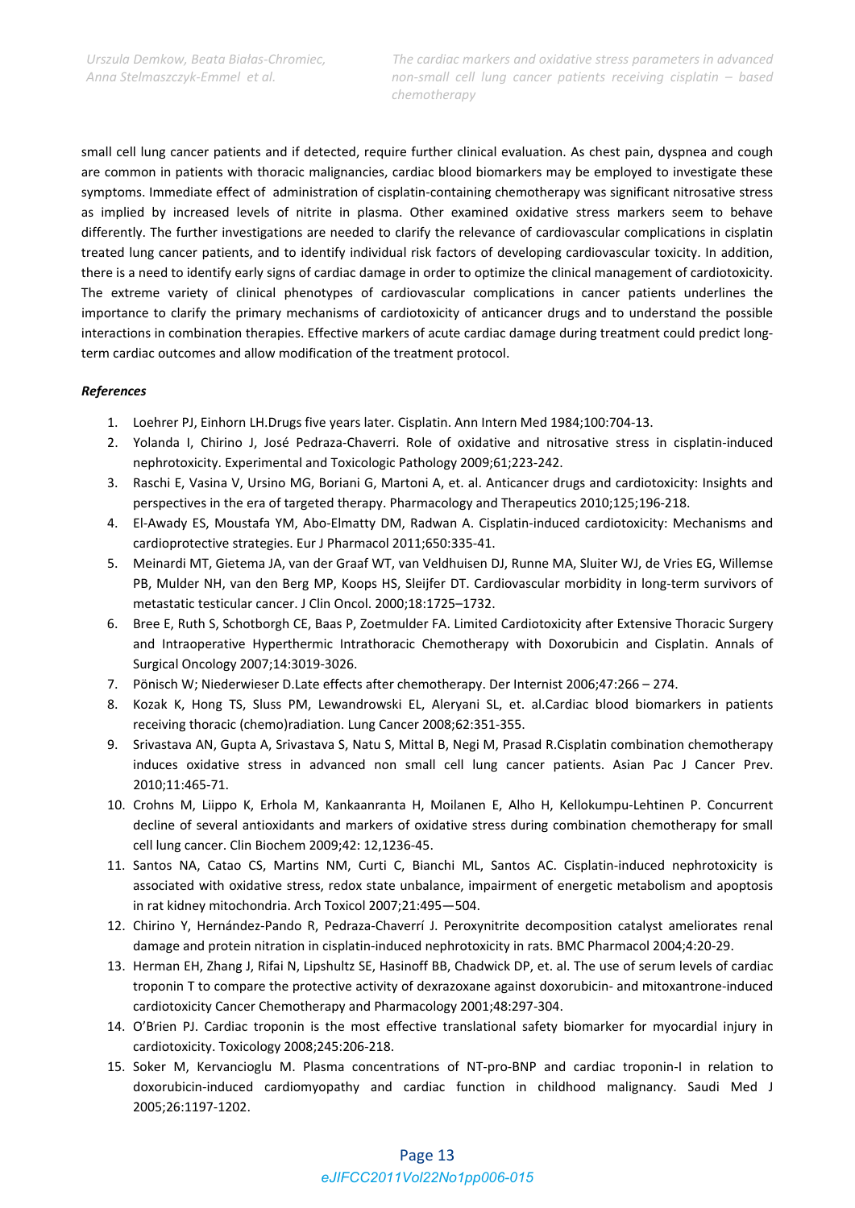small cell lung cancer patients and if detected, require further clinical evaluation. As chest pain, dyspnea and cough are common in patients with thoracic malignancies, cardiac blood biomarkers may be employed to investigate these symptoms. Immediate effect of administration of cisplatin-containing chemotherapy was significant nitrosative stress as implied by increased levels of nitrite in plasma. Other examined oxidative stress markers seem to behave differently. The further investigations are needed to clarify the relevance of cardiovascular complications in cisplatin treated lung cancer patients, and to identify individual risk factors of developing cardiovascular toxicity. In addition, there is a need to identify early signs of cardiac damage in order to optimize the clinical management of cardiotoxicity. The extreme variety of clinical phenotypes of cardiovascular complications in cancer patients underlines the importance to clarify the primary mechanisms of cardiotoxicity of anticancer drugs and to understand the possible interactions in combination therapies. Effective markers of acute cardiac damage during treatment could predict long-term cardiac outcomes and allow modification of the treatment protocol.

***References***

1. Loehrer PJ, Einhorn LH.Drugs five years later. Cisplatin. Ann Intern Med 1984;100:704-13.
2. Yolanda I, Chirino J, José Pedraza-Chaverri. Role of oxidative and nitrosative stress in cisplatin-induced nephrotoxicity. Experimental and Toxicologic Pathology 2009;61;223-242.
3. Raschi E, Vasina V, Ursino MG, Boriani G, Martoni A, et. al. Anticancer drugs and cardiotoxicity: Insights and perspectives in the era of targeted therapy. Pharmacology and Therapeutics 2010;125;196-218.
4. El-Awady ES, Moustafa YM, Abo-Elmatty DM, Radwan A. Cisplatin-induced cardiotoxicity: Mechanisms and cardioprotective strategies. Eur J Pharmacol 2011;650:335-41.
5. Meinardi MT, Gietema JA, van der Graaf WT, van Veldhuisen DJ, Runne MA, Sluiter WJ, de Vries EG, Willemse PB, Mulder NH, van den Berg MP, Koops HS, Sleijfer DT. Cardiovascular morbidity in long-term survivors of metastatic testicular cancer. J Clin Oncol. 2000;18:1725–1732.
6. Bree E, Ruth S, Schotborgh CE, Baas P, Zoetmulder FA. Limited Cardiotoxicity after Extensive Thoracic Surgery and Intraoperative Hyperthermic Intrathoracic Chemotherapy with Doxorubicin and Cisplatin. Annals of Surgical Oncology 2007;14:3019-3026.
7. Pönisch W; Niederwieser D.Late effects after chemotherapy. Der Internist 2006;47:266 – 274.
8. Kozak K, Hong TS, Sluss PM, Lewandrowski EL, Aleryani SL, et. al.Cardiac blood biomarkers in patients receiving thoracic (chemo)radiation. Lung Cancer 2008;62:351-355.
9. Srivastava AN, Gupta A, Srivastava S, Natu S, Mittal B, Negi M, Prasad R.Cisplatin combination chemotherapy induces oxidative stress in advanced non small cell lung cancer patients. Asian Pac J Cancer Prev. 2010;11:465-71.
10. Crohns M, Liippo K, Erhola M, Kankaanranta H, Moilanen E, Alho H, Kellokumpu-Lehtinen P. Concurrent decline of several antioxidants and markers of oxidative stress during combination chemotherapy for small cell lung cancer. Clin Biochem 2009;42: 12,1236-45.
11. Santos NA, Catao CS, Martins NM, Curti C, Bianchi ML, Santos AC. Cisplatin-induced nephrotoxicity is associated with oxidative stress, redox state unbalance, impairment of energetic metabolism and apoptosis in rat kidney mitochondria. Arch Toxicol 2007;21:495—504.
12. Chirino Y, Hernández-Pando R, Pedraza-Chaverrí J. Peroxynitrite decomposition catalyst ameliorates renal damage and protein nitration in cisplatin-induced nephrotoxicity in rats. BMC Pharmacol 2004;4:20-29.
13. Herman EH, Zhang J, Rifai N, Lipshultz SE, Hasinoff BB, Chadwick DP, et. al. The use of serum levels of cardiac troponin T to compare the protective activity of dexrazoxane against doxorubicin- and mitoxantrone-induced cardiotoxicity Cancer Chemotherapy and Pharmacology 2001;48:297-304.
14. O'Brien PJ. Cardiac troponin is the most effective translational safety biomarker for myocardial injury in cardiotoxicity. Toxicology 2008;245:206-218.
15. Soker M, Kervancioglu M. Plasma concentrations of NT-pro-BNP and cardiac troponin-I in relation to doxorubicin-induced cardiomyopathy and cardiac function in childhood malignancy. Saudi Med J 2005;26:1197-1202.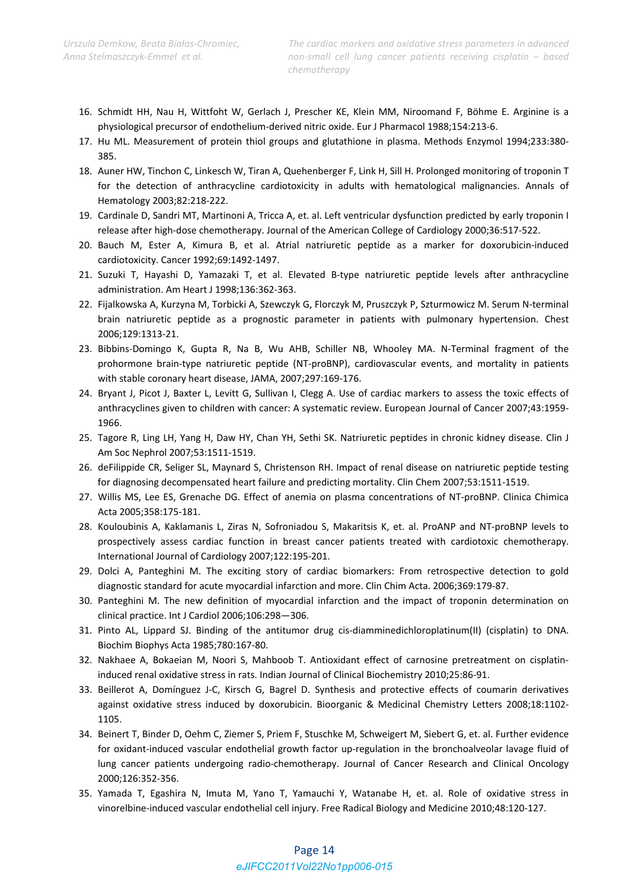16. Schmidt HH, Nau H, Wittfoht W, Gerlach J, Prescher KE, Klein MM, Niroomand F, Böhme E. Arginine is a physiological precursor of endothelium-derived nitric oxide. Eur J Pharmacol 1988;154:213-6.
17. Hu ML. Measurement of protein thiol groups and glutathione in plasma. Methods Enzymol 1994;233:380-385.
18. Auner HW, Tinchon C, Linkesch W, Tiran A, Quehenberger F, Link H, Sill H. Prolonged monitoring of troponin T for the detection of anthracycline cardiotoxicity in adults with hematological malignancies. Annals of Hematology 2003;82:218-222.
19. Cardinale D, Sandri MT, Martinoni A, Tricca A, et. al. Left ventricular dysfunction predicted by early troponin I release after high-dose chemotherapy. Journal of the American College of Cardiology 2000;36:517-522.
20. Bauch M, Ester A, Kimura B, et al. Atrial natriuretic peptide as a marker for doxorubicin-induced cardiotoxicity. Cancer 1992;69:1492-1497.
21. Suzuki T, Hayashi D, Yamazaki T, et al. Elevated B-type natriuretic peptide levels after anthracycline administration. Am Heart J 1998;136:362-363.
22. Fijalkowska A, Kurzyna M, Torbicki A, Szewczyk G, Florczyk M, Pruszczyk P, Szturmowicz M. Serum N-terminal brain natriuretic peptide as a prognostic parameter in patients with pulmonary hypertension. Chest 2006;129:1313-21.
23. Bibbins-Domingo K, Gupta R, Na B, Wu AHB, Schiller NB, Whooley MA. N-Terminal fragment of the prohormone brain-type natriuretic peptide (NT-proBNP), cardiovascular events, and mortality in patients with stable coronary heart disease, JAMA, 2007;297:169-176.
24. Bryant J, Picot J, Baxter L, Levitt G, Sullivan I, Clegg A. Use of cardiac markers to assess the toxic effects of anthracyclines given to children with cancer: A systematic review. European Journal of Cancer 2007;43:1959-1966.
25. Tagore R, Ling LH, Yang H, Daw HY, Chan YH, Sethi SK. Natriuretic peptides in chronic kidney disease. Clin J Am Soc Nephrol 2007;53:1511-1519.
26. deFilippide CR, Seliger SL, Maynard S, Christenson RH. Impact of renal disease on natriuretic peptide testing for diagnosing decompensated heart failure and predicting mortality. Clin Chem 2007;53:1511-1519.
27. Willis MS, Lee ES, Grenache DG. Effect of anemia on plasma concentrations of NT-proBNP. Clinica Chimica Acta 2005;358:175-181.
28. Kouloubinis A, Kaklamanis L, Ziras N, Sofroniadou S, Makaritsis K, et. al. ProANP and NT-proBNP levels to prospectively assess cardiac function in breast cancer patients treated with cardiotoxic chemotherapy. International Journal of Cardiology 2007;122:195-201.
29. Dolci A, Panteghini M. The exciting story of cardiac biomarkers: From retrospective detection to gold diagnostic standard for acute myocardial infarction and more. Clin Chim Acta. 2006;369:179-87.
30. Panteghini M. The new definition of myocardial infarction and the impact of troponin determination on clinical practice. Int J Cardiol 2006;106:298—306.
31. Pinto AL, Lippard SJ. Binding of the antitumor drug cis-diamminedichloroplatinum(II) (cisplatin) to DNA. Biochim Biophys Acta 1985;780:167-80.
32. Nakhaee A, Bokaeian M, Noori S, Mahboob T. Antioxidant effect of carnosine pretreatment on cisplatin-induced renal oxidative stress in rats. Indian Journal of Clinical Biochemistry 2010;25:86-91.
33. Beillerot A, Domínguez J-C, Kirsch G, Bagrel D. Synthesis and protective effects of coumarin derivatives against oxidative stress induced by doxorubicin. Bioorganic & Medicinal Chemistry Letters 2008;18:1102-1105.
34. Beinert T, Binder D, Oehm C, Ziemer S, Priem F, Stuschke M, Schweigert M, Siebert G, et. al. Further evidence for oxidant-induced vascular endothelial growth factor up-regulation in the bronchoalveolar lavage fluid of lung cancer patients undergoing radio-chemotherapy. Journal of Cancer Research and Clinical Oncology 2000;126:352-356.
35. Yamada T, Egashira N, Imuta M, Yano T, Yamauchi Y, Watanabe H, et. al. Role of oxidative stress in vinorelbine-induced vascular endothelial cell injury. Free Radical Biology and Medicine 2010;48:120-127.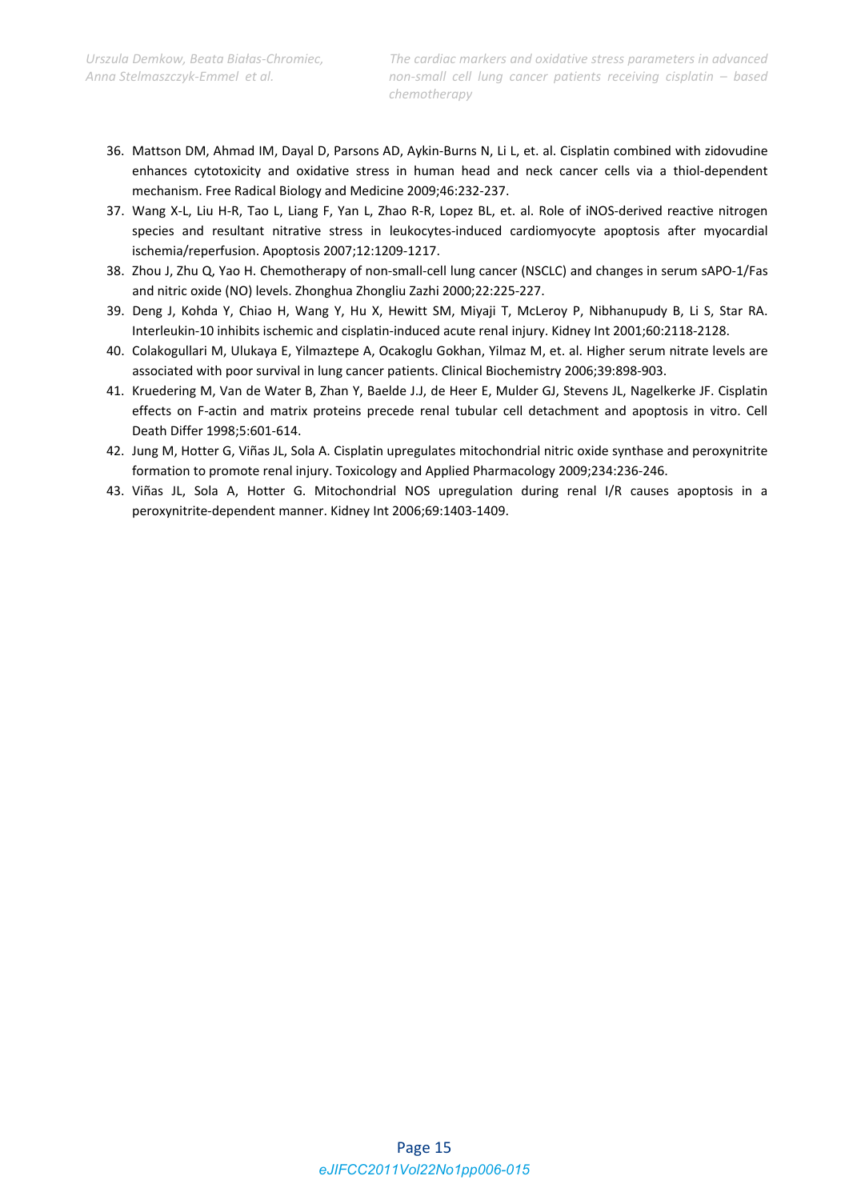36. Mattson DM, Ahmad IM, Dayal D, Parsons AD, Aykin-Burns N, Li L, et. al. Cisplatin combined with zidovudine enhances cytotoxicity and oxidative stress in human head and neck cancer cells via a thiol-dependent mechanism. Free Radical Biology and Medicine 2009;46:232-237.
37. Wang X-L, Liu H-R, Tao L, Liang F, Yan L, Zhao R-R, Lopez BL, et. al. Role of iNOS-derived reactive nitrogen species and resultant nitrative stress in leukocytes-induced cardiomyocyte apoptosis after myocardial ischemia/reperfusion. Apoptosis 2007;12:1209-1217.
38. Zhou J, Zhu Q, Yao H. Chemotherapy of non-small-cell lung cancer (NSCLC) and changes in serum sAPO-1/Fas and nitric oxide (NO) levels. Zhonghua Zhongliu Zazhi 2000;22:225-227.
39. Deng J, Kohda Y, Chiao H, Wang Y, Hu X, Hewitt SM, Miyaji T, McLeroy P, Nibhanupudy B, Li S, Star RA. Interleukin-10 inhibits ischemic and cisplatin-induced acute renal injury. Kidney Int 2001;60:2118-2128.
40. Colakogullari M, Ulukaya E, Yilmaztepe A, Ocakoglu Gokhan, Yilmaz M, et. al. Higher serum nitrate levels are associated with poor survival in lung cancer patients. Clinical Biochemistry 2006;39:898-903.
41. Kruedering M, Van de Water B, Zhan Y, Baelde J.J, de Heer E, Mulder GJ, Stevens JL, Nagelkerke JF. Cisplatin effects on F-actin and matrix proteins precede renal tubular cell detachment and apoptosis in vitro. Cell Death Differ 1998;5:601-614.
42. Jung M, Hotter G, Viñas JL, Sola A. Cisplatin upregulates mitochondrial nitric oxide synthase and peroxynitrite formation to promote renal injury. Toxicology and Applied Pharmacology 2009;234:236-246.
43. Viñas JL, Sola A, Hotter G. Mitochondrial NOS upregulation during renal I/R causes apoptosis in a peroxynitrite-dependent manner. Kidney Int 2006;69:1403-1409.